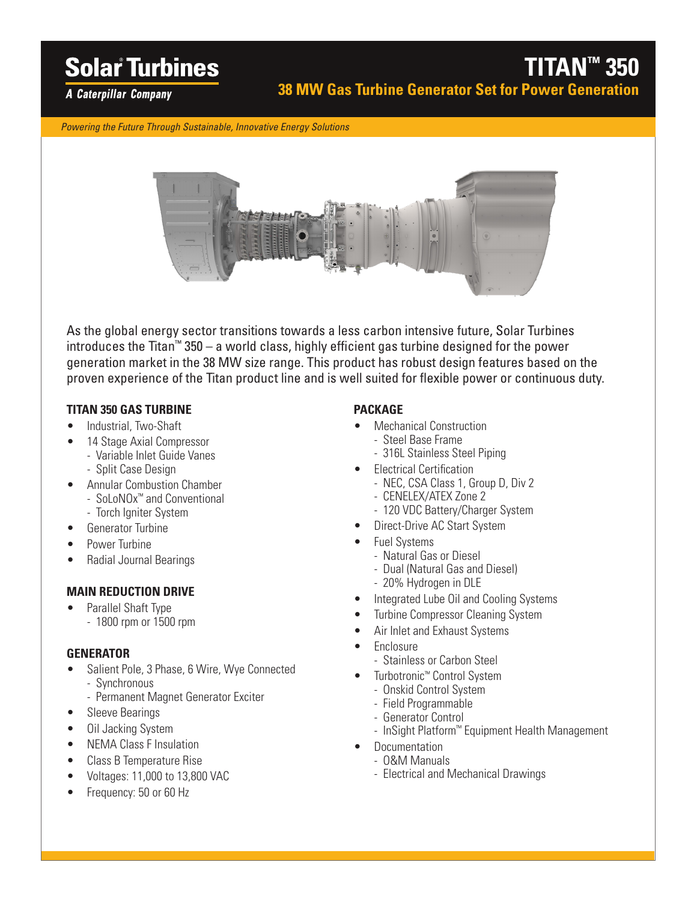# Solar Turbines

*A Caterpillar Company*

# TITAN™ 350

## 38 MW Gas Turbine Generator Set for Power Generation

*Powering the Future Through Sustainable, Innovative Energy Solutions*

As the global energy sector transitions towards a less carbon intensive future, Solar Turbines introduces the Titan™ 350 – a world class, highly efficient gas turbine designed for the power generation market in the 38 MW size range. This product has robust design features based on the proven experience of the Titan product line and is well suited for flexible power or continuous duty.

### TITAN 350 GAS TURBINE

- Industrial, Two-Shaft
- 14 Stage Axial Compressor
  - Variable Inlet Guide Vanes
  - Split Case Design
- Annular Combustion Chamber
  - SoLoNOx™ and Conventional
  - Torch Igniter System
- Generator Turbine
- Power Turbine
- Radial Journal Bearings

### MAIN REDUCTION DRIVE

- Parallel Shaft Type
  - 1800 rpm or 1500 rpm

### GENERATOR

- Salient Pole, 3 Phase, 6 Wire, Wye Connected
  - Synchronous
  - Permanent Magnet Generator Exciter
- Sleeve Bearings
- Oil Jacking System
- NEMA Class F Insulation
- Class B Temperature Rise
- Voltages: 11,000 to 13,800 VAC
- Frequency: 50 or 60 Hz

### PACKAGE

- Mechanical Construction
  - Steel Base Frame
  - 316L Stainless Steel Piping
- Electrical Certification
  - NEC, CSA Class 1, Group D, Div 2
  - CENELEX/ATEX Zone 2
  - 120 VDC Battery/Charger System
- Direct-Drive AC Start System
- Fuel Systems
  - Natural Gas or Diesel
  - Dual (Natural Gas and Diesel)
  - 20% Hydrogen in DLE
- Integrated Lube Oil and Cooling Systems
- Turbine Compressor Cleaning System
- Air Inlet and Exhaust Systems
- Enclosure
  - Stainless or Carbon Steel
- Turbotronic™ Control System
  - Onskid Control System
  - Field Programmable
  - Generator Control
  - InSight Platform™ Equipment Health Management
- Documentation
  - O&M Manuals
  - Electrical and Mechanical Drawings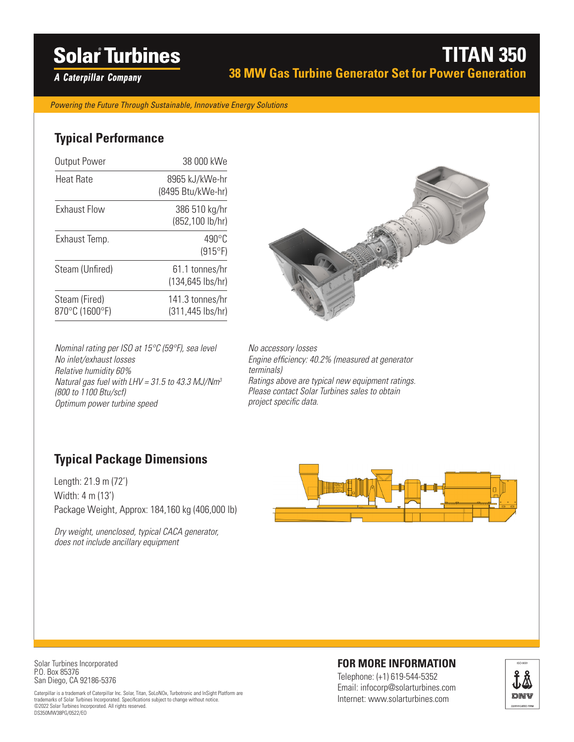# Solar Turbines

*A Caterpillar Company*

# TITAN 350

## 38 MW Gas Turbine Generator Set for Power Generation

*Powering the Future Through Sustainable, Innovative Energy Solutions*

## Typical Performance

| | |
|---|---|
| Output Power | 38 000 kWe |
| Heat Rate | 8965 kJ/kWe-hr (8495 Btu/kWe-hr) |
| Exhaust Flow | 386 510 kg/hr (852,100 lb/hr) |
| Exhaust Temp. | 490°C (915°F) |
| Steam (Unfired) | 61.1 tonnes/hr (134,645 lbs/hr) |
| Steam (Fired) 870°C (1600°F) | 141.3 tonnes/hr (311,445 lbs/hr) |

*Nominal rating per ISO at 15°C (59°F), sea level*
*No inlet/exhaust losses*
*Relative humidity 60%*
*Natural gas fuel with LHV = 31.5 to 43.3 MJ/Nm³ (800 to 1100 Btu/scf)*
*Optimum power turbine speed*
*No accessory losses*
*Engine efficiency: 40.2% (measured at generator terminals)*
*Ratings above are typical new equipment ratings. Please contact Solar Turbines sales to obtain project specific data.*

## Typical Package Dimensions

Length: 21.9 m (72')
Width: 4 m (13')
Package Weight, Approx: 184,160 kg (406,000 lb)

*Dry weight, unenclosed, typical CACA generator, does not include ancillary equipment*

Solar Turbines Incorporated
P.O. Box 85376
San Diego, CA 92186-5376

Caterpillar is a trademark of Caterpillar Inc. Solar, Titan, SoLoNOx, Turbotronic and InSight Platform are trademarks of Solar Turbines Incorporated. Specifications subject to change without notice.
©2022 Solar Turbines Incorporated. All rights reserved.
DS350MW38PG/0522/EO

## FOR MORE INFORMATION

Telephone: (+1) 619-544-5352
Email: infocorp@solarturbines.com
Internet: www.solarturbines.com